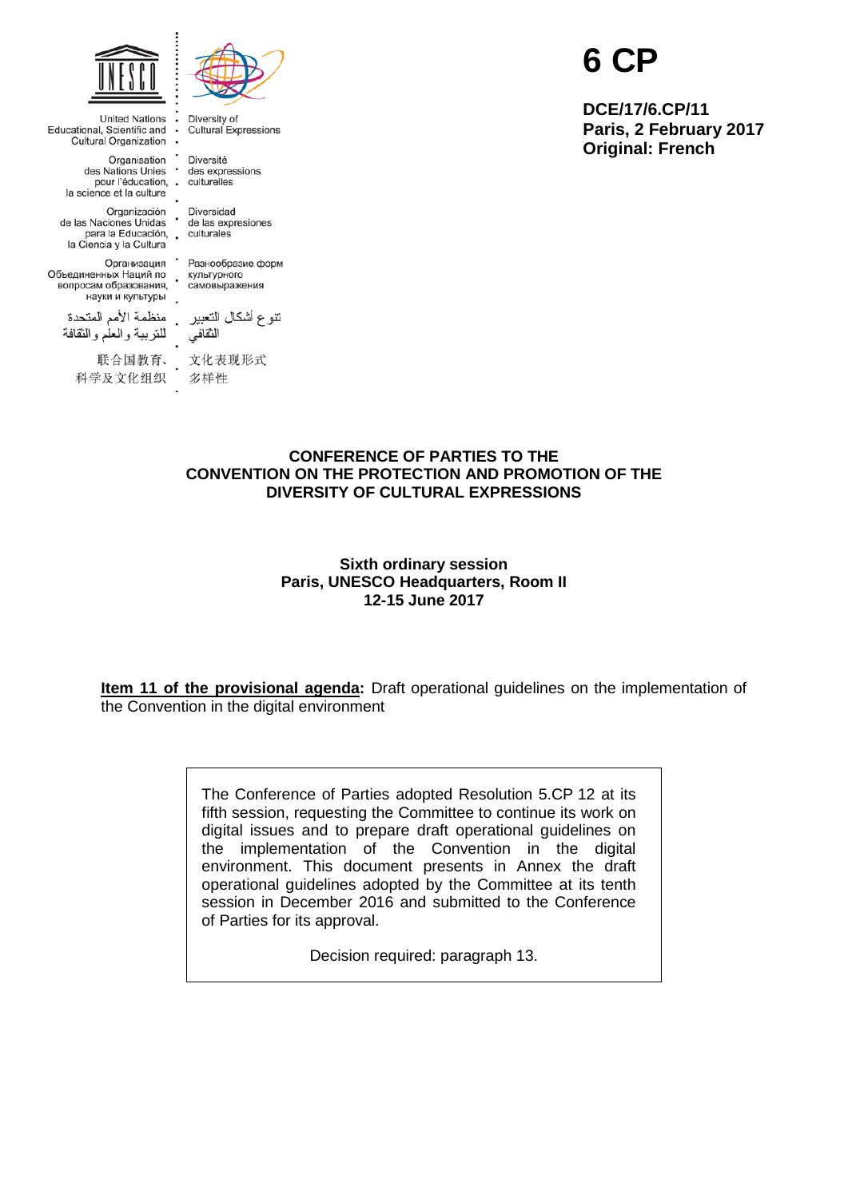United Nations Educational, Scientific and Cultural Organization

Diversity of Cultural Expressions

Organisation des Nations Unies pour l'éducation, la science et la culture

Diversité des expressions culturelles

Organización de las Naciones Unidas para la Educación, la Ciencia y la Cultura

Diversidad de las expresiones culturales

Организация Объединенных Наций по вопросам образования, науки и культуры

Разнообразие форм культурного самовыражения

منظمة الأمم المتحدة للتربية والعلم والثقافة

تنوع أشكال التعبير الثقافي

联合国教育、科学及文化组织

文化表现形式多样性

# 6 CP

**DCE/17/6.CP/11**
**Paris, 2 February 2017**
**Original: French**

**CONFERENCE OF PARTIES TO THE CONVENTION ON THE PROTECTION AND PROMOTION OF THE DIVERSITY OF CULTURAL EXPRESSIONS**

**Sixth ordinary session**
**Paris, UNESCO Headquarters, Room II**
**12-15 June 2017**

**Item 11 of the provisional agenda:** Draft operational guidelines on the implementation of the Convention in the digital environment

The Conference of Parties adopted Resolution 5.CP 12 at its fifth session, requesting the Committee to continue its work on digital issues and to prepare draft operational guidelines on the implementation of the Convention in the digital environment. This document presents in Annex the draft operational guidelines adopted by the Committee at its tenth session in December 2016 and submitted to the Conference of Parties for its approval.

Decision required: paragraph 13.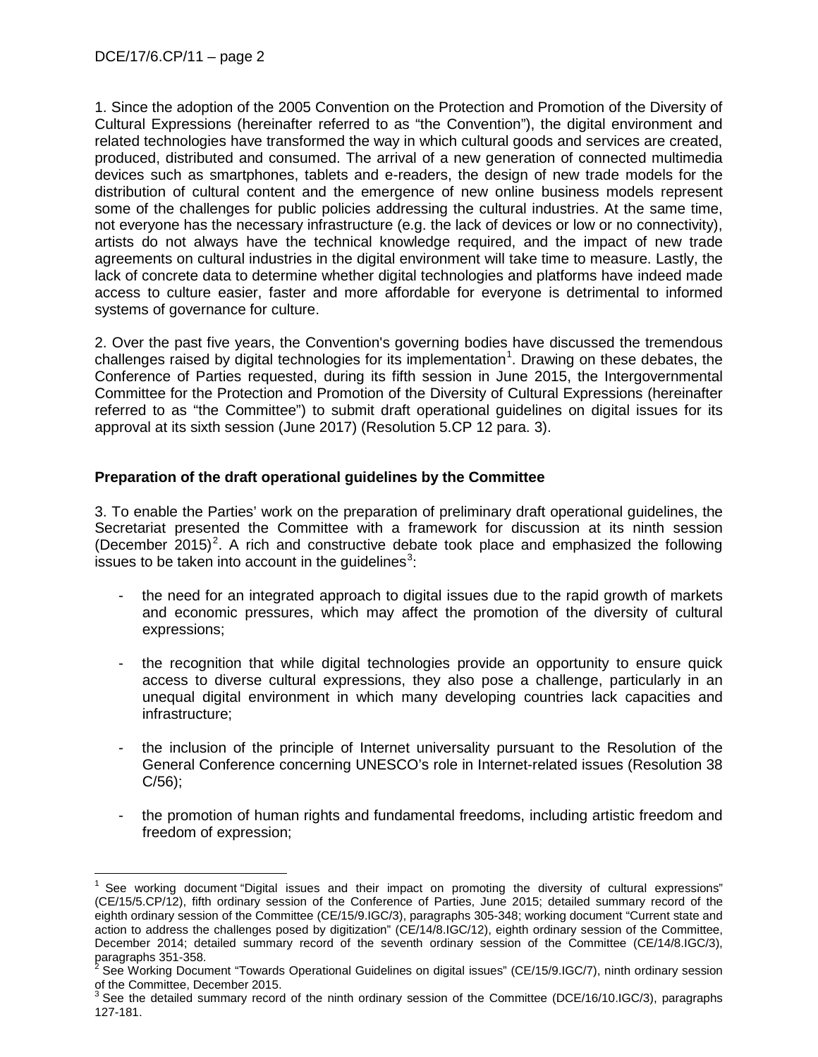1. Since the adoption of the 2005 Convention on the Protection and Promotion of the Diversity of Cultural Expressions (hereinafter referred to as "the Convention"), the digital environment and related technologies have transformed the way in which cultural goods and services are created, produced, distributed and consumed. The arrival of a new generation of connected multimedia devices such as smartphones, tablets and e-readers, the design of new trade models for the distribution of cultural content and the emergence of new online business models represent some of the challenges for public policies addressing the cultural industries. At the same time, not everyone has the necessary infrastructure (e.g. the lack of devices or low or no connectivity), artists do not always have the technical knowledge required, and the impact of new trade agreements on cultural industries in the digital environment will take time to measure. Lastly, the lack of concrete data to determine whether digital technologies and platforms have indeed made access to culture easier, faster and more affordable for everyone is detrimental to informed systems of governance for culture.

2. Over the past five years, the Convention's governing bodies have discussed the tremendous challenges raised by digital technologies for its implementation[1]. Drawing on these debates, the Conference of Parties requested, during its fifth session in June 2015, the Intergovernmental Committee for the Protection and Promotion of the Diversity of Cultural Expressions (hereinafter referred to as "the Committee") to submit draft operational guidelines on digital issues for its approval at its sixth session (June 2017) (Resolution 5.CP 12 para. 3).

### Preparation of the draft operational guidelines by the Committee

3. To enable the Parties' work on the preparation of preliminary draft operational guidelines, the Secretariat presented the Committee with a framework for discussion at its ninth session (December 2015)[2]. A rich and constructive debate took place and emphasized the following issues to be taken into account in the guidelines[3]:

- the need for an integrated approach to digital issues due to the rapid growth of markets and economic pressures, which may affect the promotion of the diversity of cultural expressions;
- the recognition that while digital technologies provide an opportunity to ensure quick access to diverse cultural expressions, they also pose a challenge, particularly in an unequal digital environment in which many developing countries lack capacities and infrastructure;
- the inclusion of the principle of Internet universality pursuant to the Resolution of the General Conference concerning UNESCO's role in Internet-related issues (Resolution 38 C/56);
- the promotion of human rights and fundamental freedoms, including artistic freedom and freedom of expression;

---

[1] See working document "Digital issues and their impact on promoting the diversity of cultural expressions" (CE/15/5.CP/12), fifth ordinary session of the Conference of Parties, June 2015; detailed summary record of the eighth ordinary session of the Committee (CE/15/9.IGC/3), paragraphs 305-348; working document "Current state and action to address the challenges posed by digitization" (CE/14/8.IGC/12), eighth ordinary session of the Committee, December 2014; detailed summary record of the seventh ordinary session of the Committee (CE/14/8.IGC/3), paragraphs 351-358.

[2] See Working Document "Towards Operational Guidelines on digital issues" (CE/15/9.IGC/7), ninth ordinary session of the Committee, December 2015.

[3] See the detailed summary record of the ninth ordinary session of the Committee (DCE/16/10.IGC/3), paragraphs 127-181.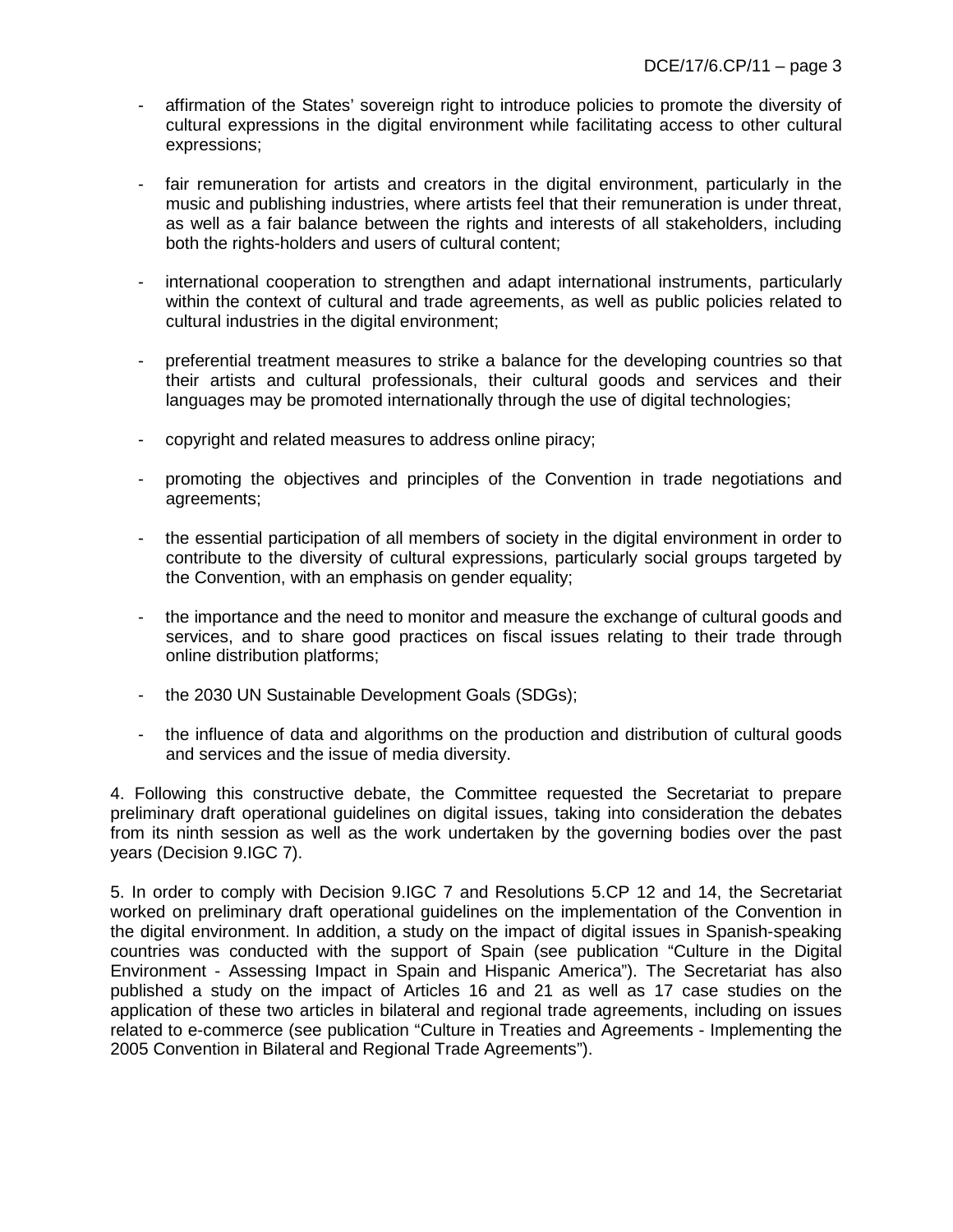- affirmation of the States' sovereign right to introduce policies to promote the diversity of cultural expressions in the digital environment while facilitating access to other cultural expressions;
- fair remuneration for artists and creators in the digital environment, particularly in the music and publishing industries, where artists feel that their remuneration is under threat, as well as a fair balance between the rights and interests of all stakeholders, including both the rights-holders and users of cultural content;
- international cooperation to strengthen and adapt international instruments, particularly within the context of cultural and trade agreements, as well as public policies related to cultural industries in the digital environment;
- preferential treatment measures to strike a balance for the developing countries so that their artists and cultural professionals, their cultural goods and services and their languages may be promoted internationally through the use of digital technologies;
- copyright and related measures to address online piracy;
- promoting the objectives and principles of the Convention in trade negotiations and agreements;
- the essential participation of all members of society in the digital environment in order to contribute to the diversity of cultural expressions, particularly social groups targeted by the Convention, with an emphasis on gender equality;
- the importance and the need to monitor and measure the exchange of cultural goods and services, and to share good practices on fiscal issues relating to their trade through online distribution platforms;
- the 2030 UN Sustainable Development Goals (SDGs);
- the influence of data and algorithms on the production and distribution of cultural goods and services and the issue of media diversity.

4. Following this constructive debate, the Committee requested the Secretariat to prepare preliminary draft operational guidelines on digital issues, taking into consideration the debates from its ninth session as well as the work undertaken by the governing bodies over the past years (Decision 9.IGC 7).

5. In order to comply with Decision 9.IGC 7 and Resolutions 5.CP 12 and 14, the Secretariat worked on preliminary draft operational guidelines on the implementation of the Convention in the digital environment. In addition, a study on the impact of digital issues in Spanish-speaking countries was conducted with the support of Spain (see publication "Culture in the Digital Environment - Assessing Impact in Spain and Hispanic America"). The Secretariat has also published a study on the impact of Articles 16 and 21 as well as 17 case studies on the application of these two articles in bilateral and regional trade agreements, including on issues related to e-commerce (see publication "Culture in Treaties and Agreements - Implementing the 2005 Convention in Bilateral and Regional Trade Agreements").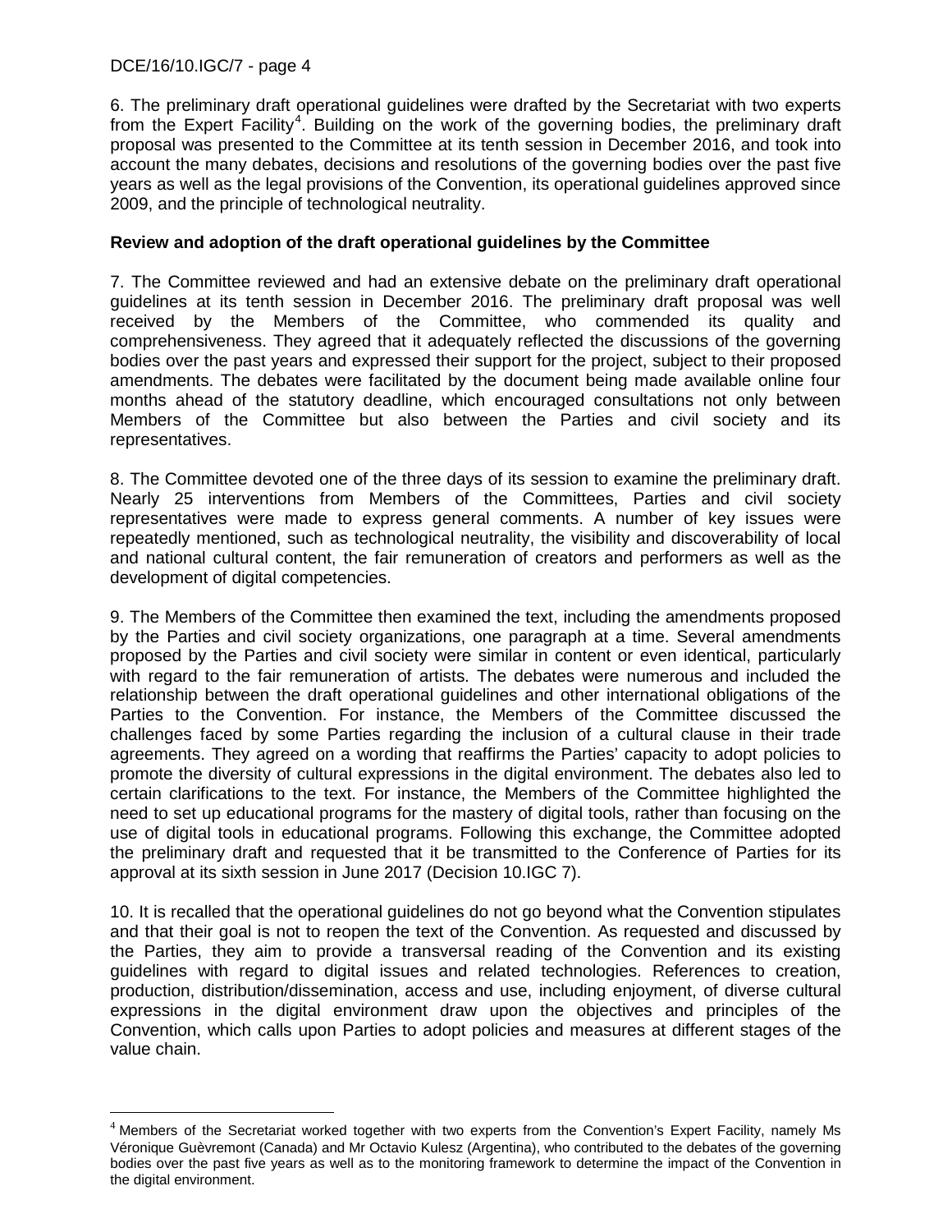6. The preliminary draft operational guidelines were drafted by the Secretariat with two experts from the Expert Facility[4]. Building on the work of the governing bodies, the preliminary draft proposal was presented to the Committee at its tenth session in December 2016, and took into account the many debates, decisions and resolutions of the governing bodies over the past five years as well as the legal provisions of the Convention, its operational guidelines approved since 2009, and the principle of technological neutrality.

**Review and adoption of the draft operational guidelines by the Committee**

7. The Committee reviewed and had an extensive debate on the preliminary draft operational guidelines at its tenth session in December 2016. The preliminary draft proposal was well received by the Members of the Committee, who commended its quality and comprehensiveness. They agreed that it adequately reflected the discussions of the governing bodies over the past years and expressed their support for the project, subject to their proposed amendments. The debates were facilitated by the document being made available online four months ahead of the statutory deadline, which encouraged consultations not only between Members of the Committee but also between the Parties and civil society and its representatives.

8. The Committee devoted one of the three days of its session to examine the preliminary draft. Nearly 25 interventions from Members of the Committees, Parties and civil society representatives were made to express general comments. A number of key issues were repeatedly mentioned, such as technological neutrality, the visibility and discoverability of local and national cultural content, the fair remuneration of creators and performers as well as the development of digital competencies.

9. The Members of the Committee then examined the text, including the amendments proposed by the Parties and civil society organizations, one paragraph at a time. Several amendments proposed by the Parties and civil society were similar in content or even identical, particularly with regard to the fair remuneration of artists. The debates were numerous and included the relationship between the draft operational guidelines and other international obligations of the Parties to the Convention. For instance, the Members of the Committee discussed the challenges faced by some Parties regarding the inclusion of a cultural clause in their trade agreements. They agreed on a wording that reaffirms the Parties' capacity to adopt policies to promote the diversity of cultural expressions in the digital environment. The debates also led to certain clarifications to the text. For instance, the Members of the Committee highlighted the need to set up educational programs for the mastery of digital tools, rather than focusing on the use of digital tools in educational programs. Following this exchange, the Committee adopted the preliminary draft and requested that it be transmitted to the Conference of Parties for its approval at its sixth session in June 2017 (Decision 10.IGC 7).

10. It is recalled that the operational guidelines do not go beyond what the Convention stipulates and that their goal is not to reopen the text of the Convention. As requested and discussed by the Parties, they aim to provide a transversal reading of the Convention and its existing guidelines with regard to digital issues and related technologies. References to creation, production, distribution/dissemination, access and use, including enjoyment, of diverse cultural expressions in the digital environment draw upon the objectives and principles of the Convention, which calls upon Parties to adopt policies and measures at different stages of the value chain.

[4] Members of the Secretariat worked together with two experts from the Convention's Expert Facility, namely Ms Véronique Guèvremont (Canada) and Mr Octavio Kulesz (Argentina), who contributed to the debates of the governing bodies over the past five years as well as to the monitoring framework to determine the impact of the Convention in the digital environment.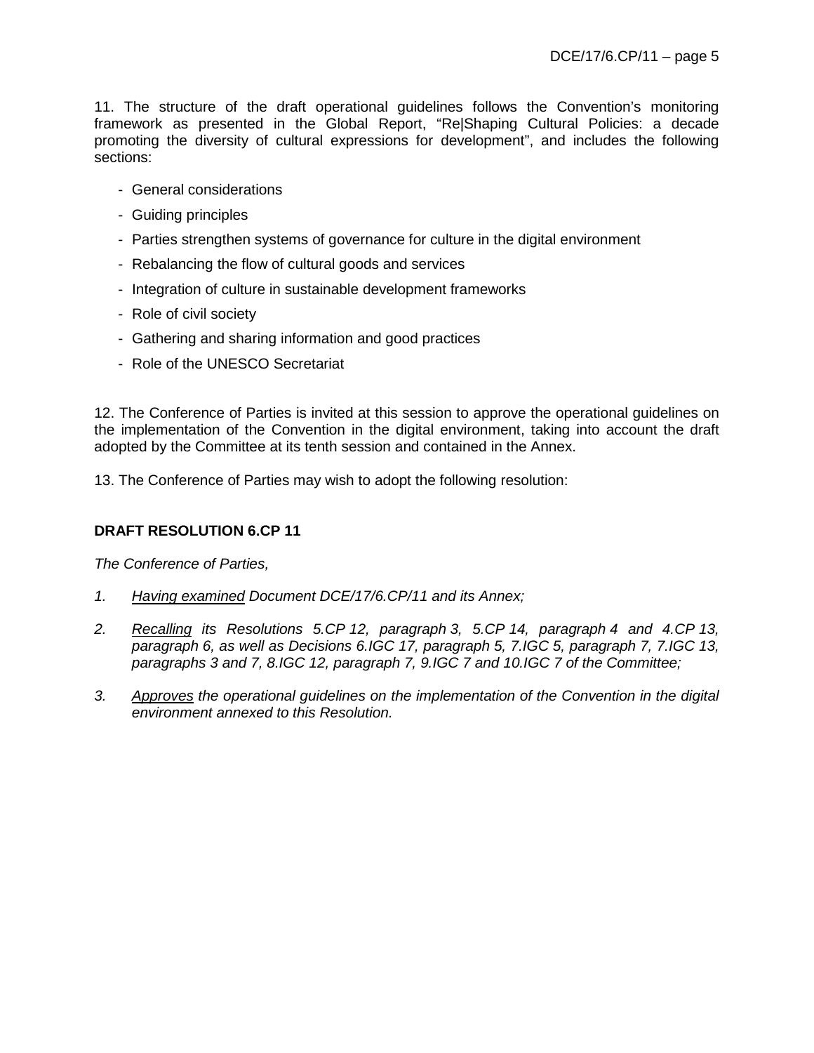11. The structure of the draft operational guidelines follows the Convention's monitoring framework as presented in the Global Report, "Re|Shaping Cultural Policies: a decade promoting the diversity of cultural expressions for development", and includes the following sections:

- General considerations
- Guiding principles
- Parties strengthen systems of governance for culture in the digital environment
- Rebalancing the flow of cultural goods and services
- Integration of culture in sustainable development frameworks
- Role of civil society
- Gathering and sharing information and good practices
- Role of the UNESCO Secretariat

12. The Conference of Parties is invited at this session to approve the operational guidelines on the implementation of the Convention in the digital environment, taking into account the draft adopted by the Committee at its tenth session and contained in the Annex.

13. The Conference of Parties may wish to adopt the following resolution:

**DRAFT RESOLUTION 6.CP 11**

*The Conference of Parties,*

1. *Having examined Document DCE/17/6.CP/11 and its Annex;*
2. *Recalling its Resolutions 5.CP 12, paragraph 3, 5.CP 14, paragraph 4 and 4.CP 13, paragraph 6, as well as Decisions 6.IGC 17, paragraph 5, 7.IGC 5, paragraph 7, 7.IGC 13, paragraphs 3 and 7, 8.IGC 12, paragraph 7, 9.IGC 7 and 10.IGC 7 of the Committee;*
3. *Approves the operational guidelines on the implementation of the Convention in the digital environment annexed to this Resolution.*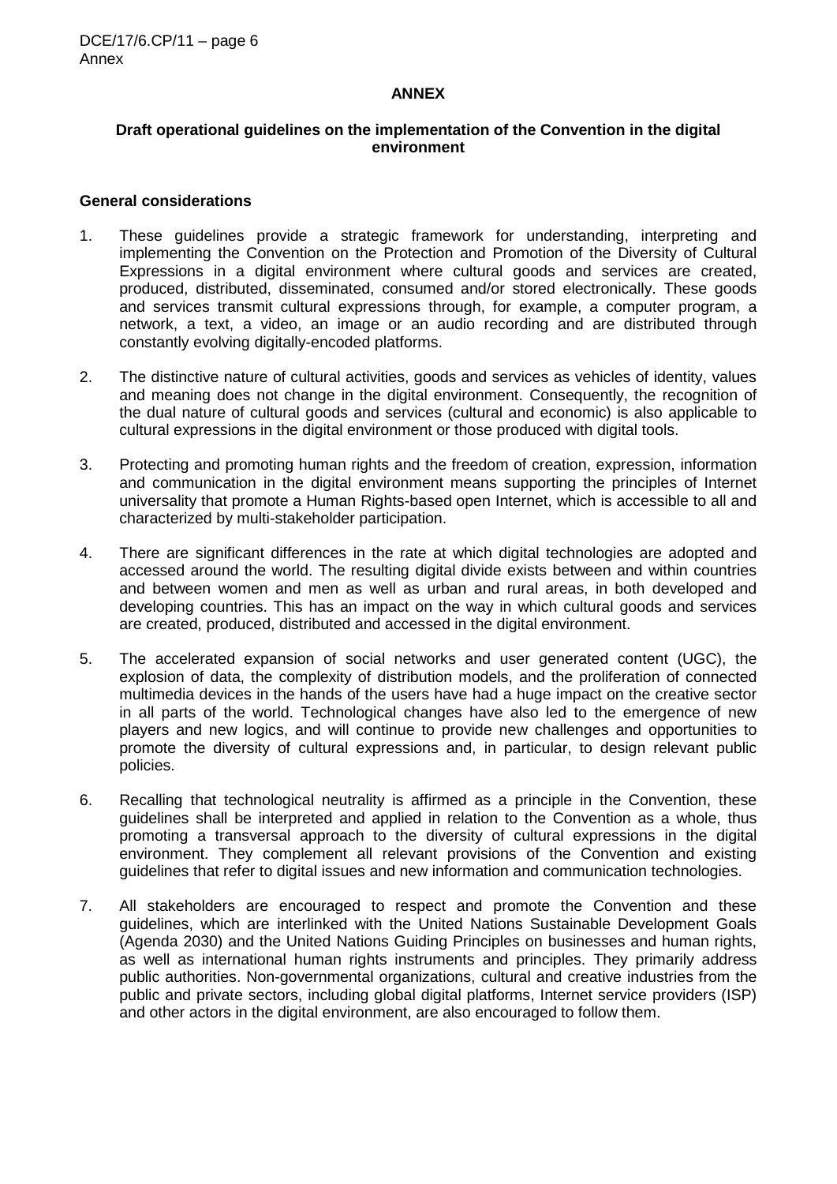## ANNEX

### Draft operational guidelines on the implementation of the Convention in the digital environment

#### General considerations

1. These guidelines provide a strategic framework for understanding, interpreting and implementing the Convention on the Protection and Promotion of the Diversity of Cultural Expressions in a digital environment where cultural goods and services are created, produced, distributed, disseminated, consumed and/or stored electronically. These goods and services transmit cultural expressions through, for example, a computer program, a network, a text, a video, an image or an audio recording and are distributed through constantly evolving digitally-encoded platforms.

2. The distinctive nature of cultural activities, goods and services as vehicles of identity, values and meaning does not change in the digital environment. Consequently, the recognition of the dual nature of cultural goods and services (cultural and economic) is also applicable to cultural expressions in the digital environment or those produced with digital tools.

3. Protecting and promoting human rights and the freedom of creation, expression, information and communication in the digital environment means supporting the principles of Internet universality that promote a Human Rights-based open Internet, which is accessible to all and characterized by multi-stakeholder participation.

4. There are significant differences in the rate at which digital technologies are adopted and accessed around the world. The resulting digital divide exists between and within countries and between women and men as well as urban and rural areas, in both developed and developing countries. This has an impact on the way in which cultural goods and services are created, produced, distributed and accessed in the digital environment.

5. The accelerated expansion of social networks and user generated content (UGC), the explosion of data, the complexity of distribution models, and the proliferation of connected multimedia devices in the hands of the users have had a huge impact on the creative sector in all parts of the world. Technological changes have also led to the emergence of new players and new logics, and will continue to provide new challenges and opportunities to promote the diversity of cultural expressions and, in particular, to design relevant public policies.

6. Recalling that technological neutrality is affirmed as a principle in the Convention, these guidelines shall be interpreted and applied in relation to the Convention as a whole, thus promoting a transversal approach to the diversity of cultural expressions in the digital environment. They complement all relevant provisions of the Convention and existing guidelines that refer to digital issues and new information and communication technologies.

7. All stakeholders are encouraged to respect and promote the Convention and these guidelines, which are interlinked with the United Nations Sustainable Development Goals (Agenda 2030) and the United Nations Guiding Principles on businesses and human rights, as well as international human rights instruments and principles. They primarily address public authorities. Non-governmental organizations, cultural and creative industries from the public and private sectors, including global digital platforms, Internet service providers (ISP) and other actors in the digital environment, are also encouraged to follow them.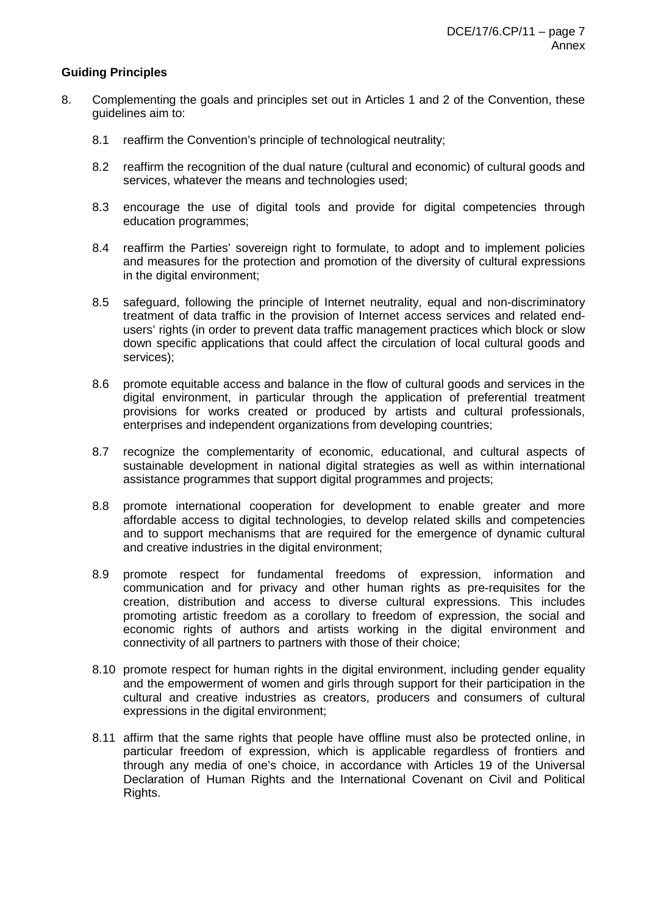**Guiding Principles**

8. Complementing the goals and principles set out in Articles 1 and 2 of the Convention, these guidelines aim to:

   8.1 reaffirm the Convention's principle of technological neutrality;

   8.2 reaffirm the recognition of the dual nature (cultural and economic) of cultural goods and services, whatever the means and technologies used;

   8.3 encourage the use of digital tools and provide for digital competencies through education programmes;

   8.4 reaffirm the Parties' sovereign right to formulate, to adopt and to implement policies and measures for the protection and promotion of the diversity of cultural expressions in the digital environment;

   8.5 safeguard, following the principle of Internet neutrality, equal and non-discriminatory treatment of data traffic in the provision of Internet access services and related end-users' rights (in order to prevent data traffic management practices which block or slow down specific applications that could affect the circulation of local cultural goods and services);

   8.6 promote equitable access and balance in the flow of cultural goods and services in the digital environment, in particular through the application of preferential treatment provisions for works created or produced by artists and cultural professionals, enterprises and independent organizations from developing countries;

   8.7 recognize the complementarity of economic, educational, and cultural aspects of sustainable development in national digital strategies as well as within international assistance programmes that support digital programmes and projects;

   8.8 promote international cooperation for development to enable greater and more affordable access to digital technologies, to develop related skills and competencies and to support mechanisms that are required for the emergence of dynamic cultural and creative industries in the digital environment;

   8.9 promote respect for fundamental freedoms of expression, information and communication and for privacy and other human rights as pre-requisites for the creation, distribution and access to diverse cultural expressions. This includes promoting artistic freedom as a corollary to freedom of expression, the social and economic rights of authors and artists working in the digital environment and connectivity of all partners to partners with those of their choice;

   8.10 promote respect for human rights in the digital environment, including gender equality and the empowerment of women and girls through support for their participation in the cultural and creative industries as creators, producers and consumers of cultural expressions in the digital environment;

   8.11 affirm that the same rights that people have offline must also be protected online, in particular freedom of expression, which is applicable regardless of frontiers and through any media of one's choice, in accordance with Articles 19 of the Universal Declaration of Human Rights and the International Covenant on Civil and Political Rights.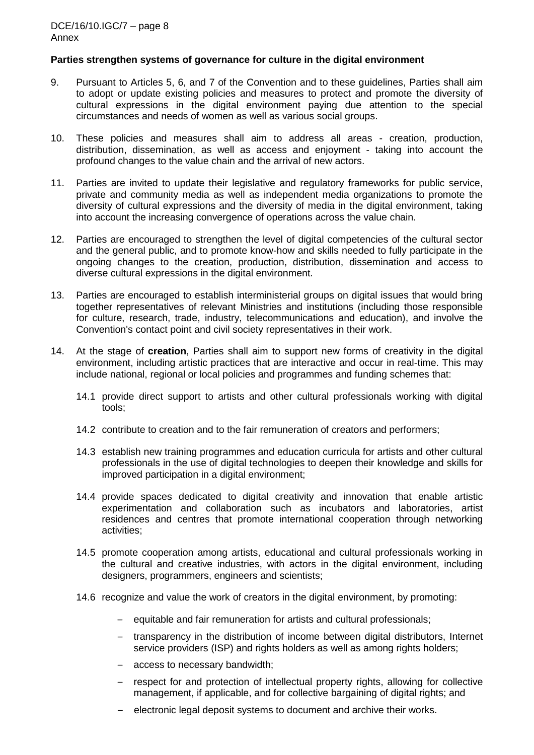**Parties strengthen systems of governance for culture in the digital environment**

9. Pursuant to Articles 5, 6, and 7 of the Convention and to these guidelines, Parties shall aim to adopt or update existing policies and measures to protect and promote the diversity of cultural expressions in the digital environment paying due attention to the special circumstances and needs of women as well as various social groups.

10. These policies and measures shall aim to address all areas - creation, production, distribution, dissemination, as well as access and enjoyment - taking into account the profound changes to the value chain and the arrival of new actors.

11. Parties are invited to update their legislative and regulatory frameworks for public service, private and community media as well as independent media organizations to promote the diversity of cultural expressions and the diversity of media in the digital environment, taking into account the increasing convergence of operations across the value chain.

12. Parties are encouraged to strengthen the level of digital competencies of the cultural sector and the general public, and to promote know-how and skills needed to fully participate in the ongoing changes to the creation, production, distribution, dissemination and access to diverse cultural expressions in the digital environment.

13. Parties are encouraged to establish interministerial groups on digital issues that would bring together representatives of relevant Ministries and institutions (including those responsible for culture, research, trade, industry, telecommunications and education), and involve the Convention's contact point and civil society representatives in their work.

14. At the stage of **creation**, Parties shall aim to support new forms of creativity in the digital environment, including artistic practices that are interactive and occur in real-time. This may include national, regional or local policies and programmes and funding schemes that:

    14.1 provide direct support to artists and other cultural professionals working with digital tools;

    14.2 contribute to creation and to the fair remuneration of creators and performers;

    14.3 establish new training programmes and education curricula for artists and other cultural professionals in the use of digital technologies to deepen their knowledge and skills for improved participation in a digital environment;

    14.4 provide spaces dedicated to digital creativity and innovation that enable artistic experimentation and collaboration such as incubators and laboratories, artist residences and centres that promote international cooperation through networking activities;

    14.5 promote cooperation among artists, educational and cultural professionals working in the cultural and creative industries, with actors in the digital environment, including designers, programmers, engineers and scientists;

    14.6 recognize and value the work of creators in the digital environment, by promoting:

    - equitable and fair remuneration for artists and cultural professionals;
    - transparency in the distribution of income between digital distributors, Internet service providers (ISP) and rights holders as well as among rights holders;
    - access to necessary bandwidth;
    - respect for and protection of intellectual property rights, allowing for collective management, if applicable, and for collective bargaining of digital rights; and
    - electronic legal deposit systems to document and archive their works.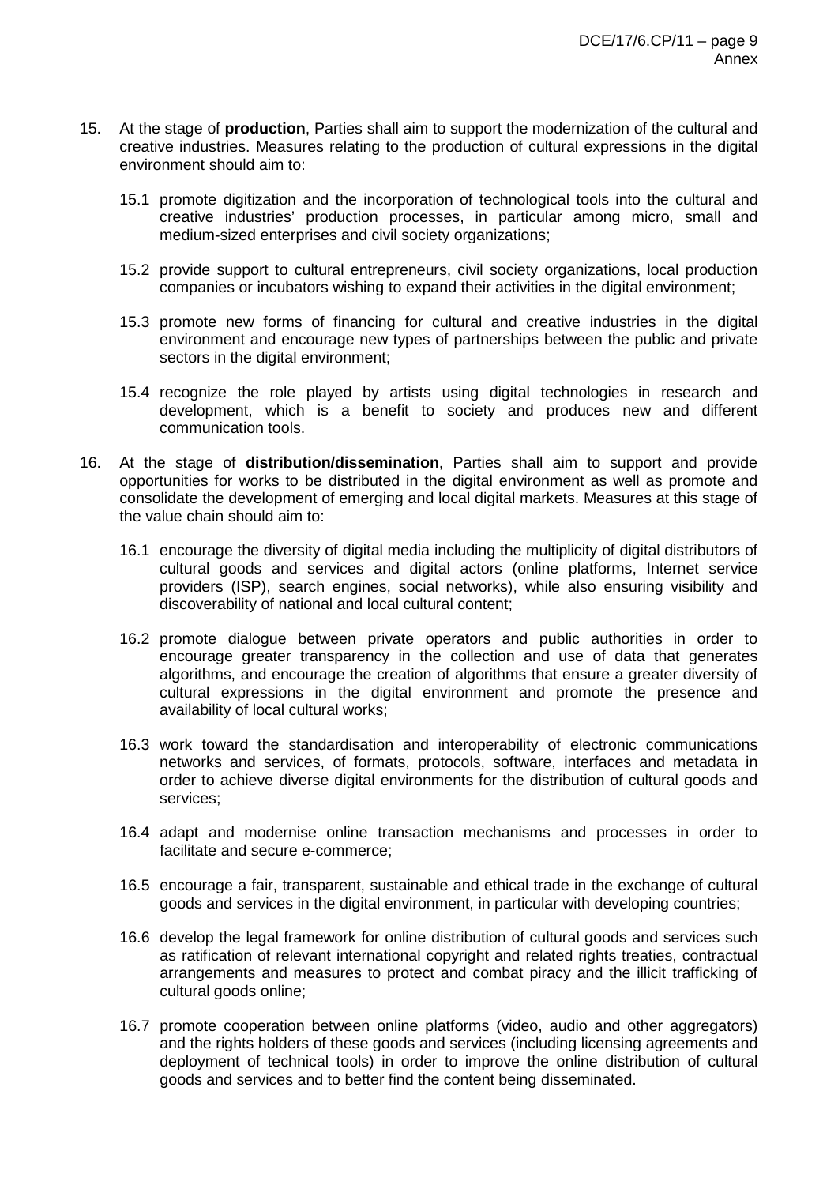15. At the stage of **production**, Parties shall aim to support the modernization of the cultural and creative industries. Measures relating to the production of cultural expressions in the digital environment should aim to:

    15.1 promote digitization and the incorporation of technological tools into the cultural and creative industries' production processes, in particular among micro, small and medium-sized enterprises and civil society organizations;

    15.2 provide support to cultural entrepreneurs, civil society organizations, local production companies or incubators wishing to expand their activities in the digital environment;

    15.3 promote new forms of financing for cultural and creative industries in the digital environment and encourage new types of partnerships between the public and private sectors in the digital environment;

    15.4 recognize the role played by artists using digital technologies in research and development, which is a benefit to society and produces new and different communication tools.

16. At the stage of **distribution/dissemination**, Parties shall aim to support and provide opportunities for works to be distributed in the digital environment as well as promote and consolidate the development of emerging and local digital markets. Measures at this stage of the value chain should aim to:

    16.1 encourage the diversity of digital media including the multiplicity of digital distributors of cultural goods and services and digital actors (online platforms, Internet service providers (ISP), search engines, social networks), while also ensuring visibility and discoverability of national and local cultural content;

    16.2 promote dialogue between private operators and public authorities in order to encourage greater transparency in the collection and use of data that generates algorithms, and encourage the creation of algorithms that ensure a greater diversity of cultural expressions in the digital environment and promote the presence and availability of local cultural works;

    16.3 work toward the standardisation and interoperability of electronic communications networks and services, of formats, protocols, software, interfaces and metadata in order to achieve diverse digital environments for the distribution of cultural goods and services;

    16.4 adapt and modernise online transaction mechanisms and processes in order to facilitate and secure e-commerce;

    16.5 encourage a fair, transparent, sustainable and ethical trade in the exchange of cultural goods and services in the digital environment, in particular with developing countries;

    16.6 develop the legal framework for online distribution of cultural goods and services such as ratification of relevant international copyright and related rights treaties, contractual arrangements and measures to protect and combat piracy and the illicit trafficking of cultural goods online;

    16.7 promote cooperation between online platforms (video, audio and other aggregators) and the rights holders of these goods and services (including licensing agreements and deployment of technical tools) in order to improve the online distribution of cultural goods and services and to better find the content being disseminated.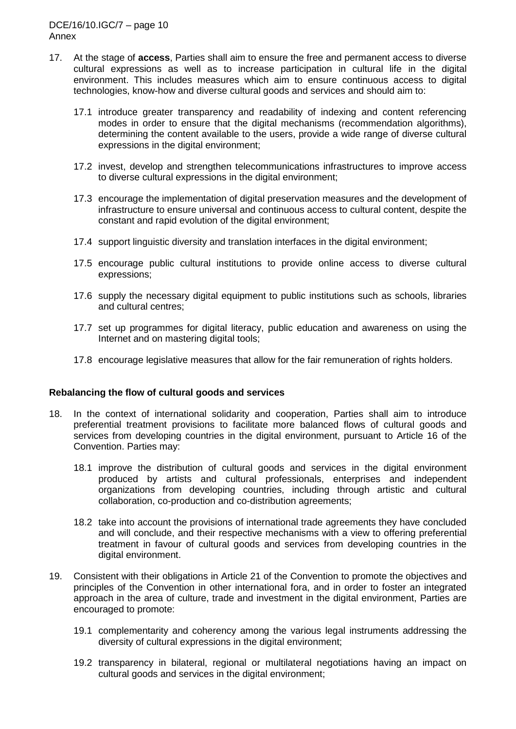17. At the stage of **access**, Parties shall aim to ensure the free and permanent access to diverse cultural expressions as well as to increase participation in cultural life in the digital environment. This includes measures which aim to ensure continuous access to digital technologies, know-how and diverse cultural goods and services and should aim to:

    17.1 introduce greater transparency and readability of indexing and content referencing modes in order to ensure that the digital mechanisms (recommendation algorithms), determining the content available to the users, provide a wide range of diverse cultural expressions in the digital environment;

    17.2 invest, develop and strengthen telecommunications infrastructures to improve access to diverse cultural expressions in the digital environment;

    17.3 encourage the implementation of digital preservation measures and the development of infrastructure to ensure universal and continuous access to cultural content, despite the constant and rapid evolution of the digital environment;

    17.4 support linguistic diversity and translation interfaces in the digital environment;

    17.5 encourage public cultural institutions to provide online access to diverse cultural expressions;

    17.6 supply the necessary digital equipment to public institutions such as schools, libraries and cultural centres;

    17.7 set up programmes for digital literacy, public education and awareness on using the Internet and on mastering digital tools;

    17.8 encourage legislative measures that allow for the fair remuneration of rights holders.

**Rebalancing the flow of cultural goods and services**

18. In the context of international solidarity and cooperation, Parties shall aim to introduce preferential treatment provisions to facilitate more balanced flows of cultural goods and services from developing countries in the digital environment, pursuant to Article 16 of the Convention. Parties may:

    18.1 improve the distribution of cultural goods and services in the digital environment produced by artists and cultural professionals, enterprises and independent organizations from developing countries, including through artistic and cultural collaboration, co-production and co-distribution agreements;

    18.2 take into account the provisions of international trade agreements they have concluded and will conclude, and their respective mechanisms with a view to offering preferential treatment in favour of cultural goods and services from developing countries in the digital environment.

19. Consistent with their obligations in Article 21 of the Convention to promote the objectives and principles of the Convention in other international fora, and in order to foster an integrated approach in the area of culture, trade and investment in the digital environment, Parties are encouraged to promote:

    19.1 complementarity and coherency among the various legal instruments addressing the diversity of cultural expressions in the digital environment;

    19.2 transparency in bilateral, regional or multilateral negotiations having an impact on cultural goods and services in the digital environment;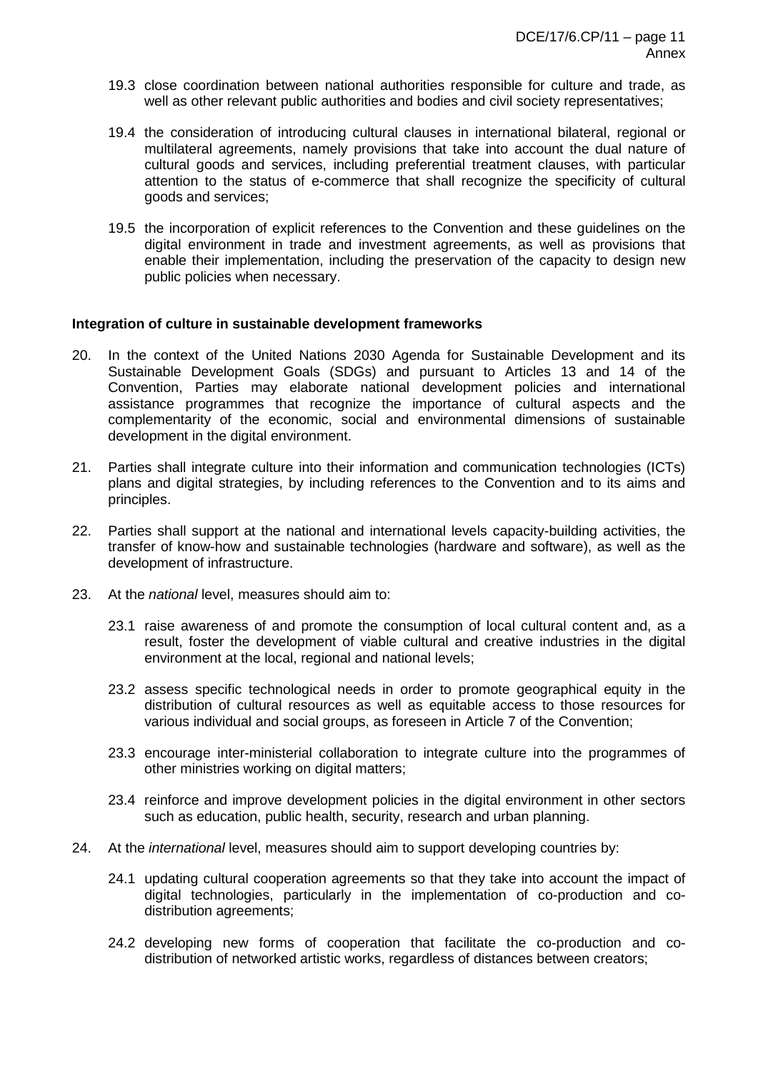19.3 close coordination between national authorities responsible for culture and trade, as well as other relevant public authorities and bodies and civil society representatives;

19.4 the consideration of introducing cultural clauses in international bilateral, regional or multilateral agreements, namely provisions that take into account the dual nature of cultural goods and services, including preferential treatment clauses, with particular attention to the status of e-commerce that shall recognize the specificity of cultural goods and services;

19.5 the incorporation of explicit references to the Convention and these guidelines on the digital environment in trade and investment agreements, as well as provisions that enable their implementation, including the preservation of the capacity to design new public policies when necessary.

**Integration of culture in sustainable development frameworks**

20. In the context of the United Nations 2030 Agenda for Sustainable Development and its Sustainable Development Goals (SDGs) and pursuant to Articles 13 and 14 of the Convention, Parties may elaborate national development policies and international assistance programmes that recognize the importance of cultural aspects and the complementarity of the economic, social and environmental dimensions of sustainable development in the digital environment.

21. Parties shall integrate culture into their information and communication technologies (ICTs) plans and digital strategies, by including references to the Convention and to its aims and principles.

22. Parties shall support at the national and international levels capacity-building activities, the transfer of know-how and sustainable technologies (hardware and software), as well as the development of infrastructure.

23. At the *national* level, measures should aim to:

    23.1 raise awareness of and promote the consumption of local cultural content and, as a result, foster the development of viable cultural and creative industries in the digital environment at the local, regional and national levels;

    23.2 assess specific technological needs in order to promote geographical equity in the distribution of cultural resources as well as equitable access to those resources for various individual and social groups, as foreseen in Article 7 of the Convention;

    23.3 encourage inter-ministerial collaboration to integrate culture into the programmes of other ministries working on digital matters;

    23.4 reinforce and improve development policies in the digital environment in other sectors such as education, public health, security, research and urban planning.

24. At the *international* level, measures should aim to support developing countries by:

    24.1 updating cultural cooperation agreements so that they take into account the impact of digital technologies, particularly in the implementation of co-production and co-distribution agreements;

    24.2 developing new forms of cooperation that facilitate the co-production and co-distribution of networked artistic works, regardless of distances between creators;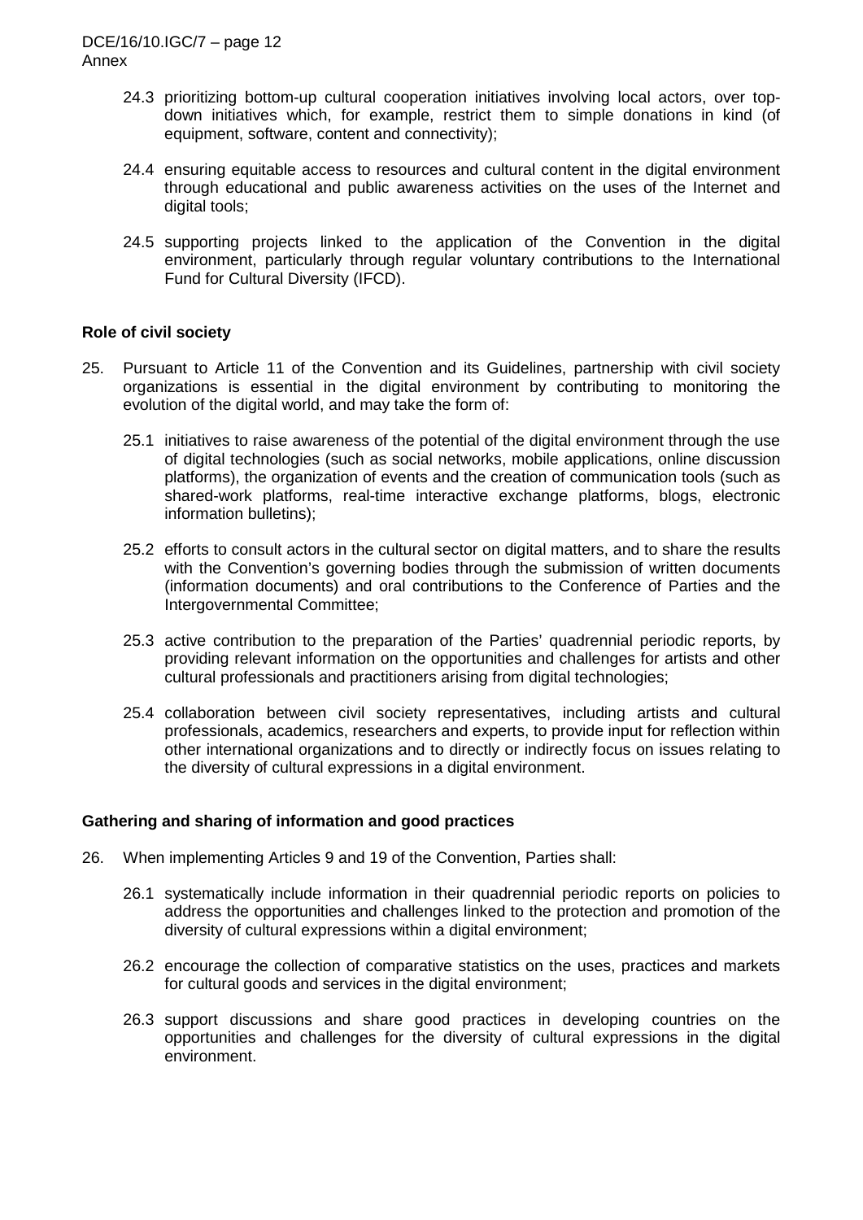24.3 prioritizing bottom-up cultural cooperation initiatives involving local actors, over top-down initiatives which, for example, restrict them to simple donations in kind (of equipment, software, content and connectivity);

24.4 ensuring equitable access to resources and cultural content in the digital environment through educational and public awareness activities on the uses of the Internet and digital tools;

24.5 supporting projects linked to the application of the Convention in the digital environment, particularly through regular voluntary contributions to the International Fund for Cultural Diversity (IFCD).

**Role of civil society**

25. Pursuant to Article 11 of the Convention and its Guidelines, partnership with civil society organizations is essential in the digital environment by contributing to monitoring the evolution of the digital world, and may take the form of:

    25.1 initiatives to raise awareness of the potential of the digital environment through the use of digital technologies (such as social networks, mobile applications, online discussion platforms), the organization of events and the creation of communication tools (such as shared-work platforms, real-time interactive exchange platforms, blogs, electronic information bulletins);

    25.2 efforts to consult actors in the cultural sector on digital matters, and to share the results with the Convention's governing bodies through the submission of written documents (information documents) and oral contributions to the Conference of Parties and the Intergovernmental Committee;

    25.3 active contribution to the preparation of the Parties' quadrennial periodic reports, by providing relevant information on the opportunities and challenges for artists and other cultural professionals and practitioners arising from digital technologies;

    25.4 collaboration between civil society representatives, including artists and cultural professionals, academics, researchers and experts, to provide input for reflection within other international organizations and to directly or indirectly focus on issues relating to the diversity of cultural expressions in a digital environment.

**Gathering and sharing of information and good practices**

26. When implementing Articles 9 and 19 of the Convention, Parties shall:

    26.1 systematically include information in their quadrennial periodic reports on policies to address the opportunities and challenges linked to the protection and promotion of the diversity of cultural expressions within a digital environment;

    26.2 encourage the collection of comparative statistics on the uses, practices and markets for cultural goods and services in the digital environment;

    26.3 support discussions and share good practices in developing countries on the opportunities and challenges for the diversity of cultural expressions in the digital environment.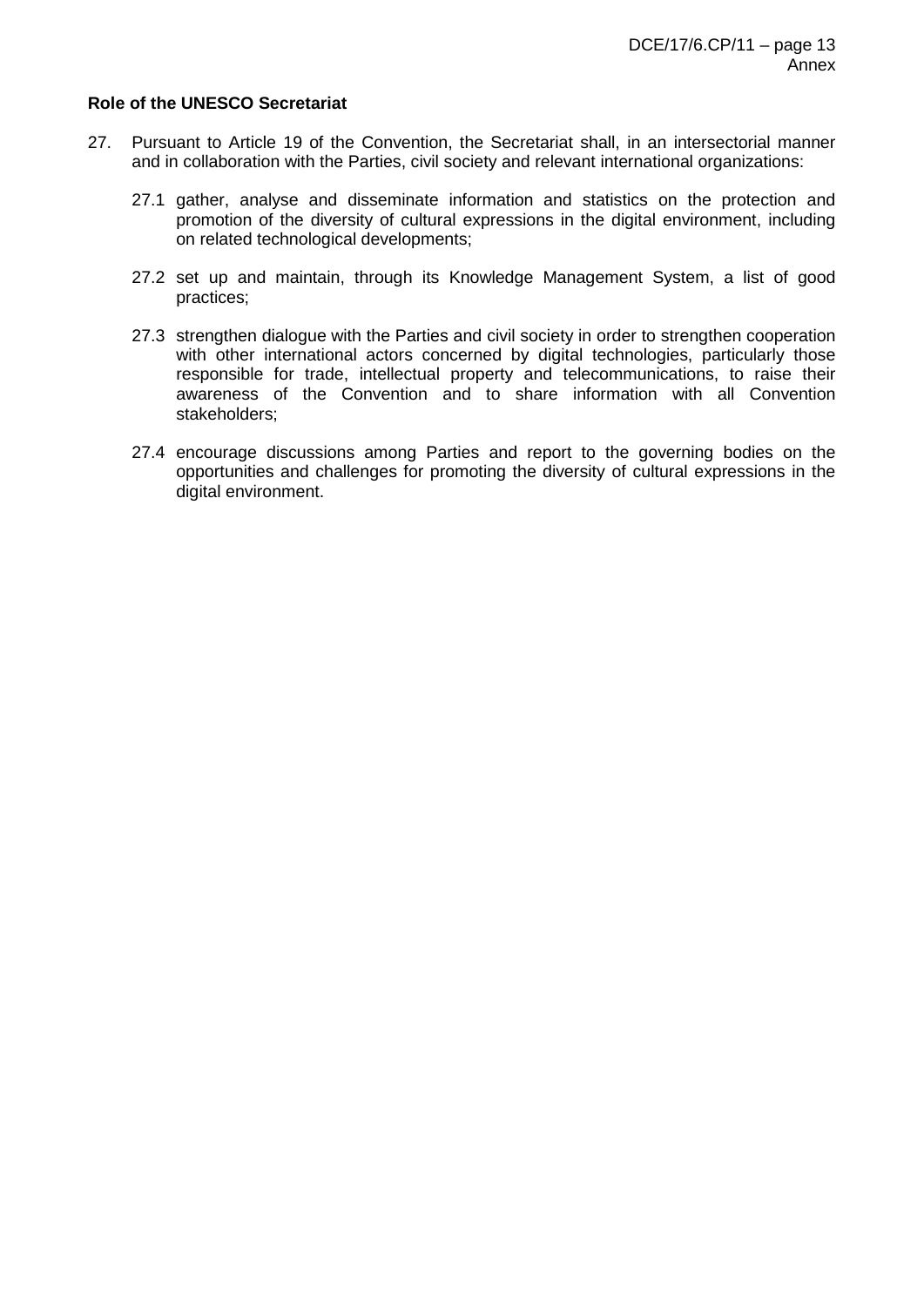**Role of the UNESCO Secretariat**

27. Pursuant to Article 19 of the Convention, the Secretariat shall, in an intersectorial manner and in collaboration with the Parties, civil society and relevant international organizations:

    27.1 gather, analyse and disseminate information and statistics on the protection and promotion of the diversity of cultural expressions in the digital environment, including on related technological developments;

    27.2 set up and maintain, through its Knowledge Management System, a list of good practices;

    27.3 strengthen dialogue with the Parties and civil society in order to strengthen cooperation with other international actors concerned by digital technologies, particularly those responsible for trade, intellectual property and telecommunications, to raise their awareness of the Convention and to share information with all Convention stakeholders;

    27.4 encourage discussions among Parties and report to the governing bodies on the opportunities and challenges for promoting the diversity of cultural expressions in the digital environment.